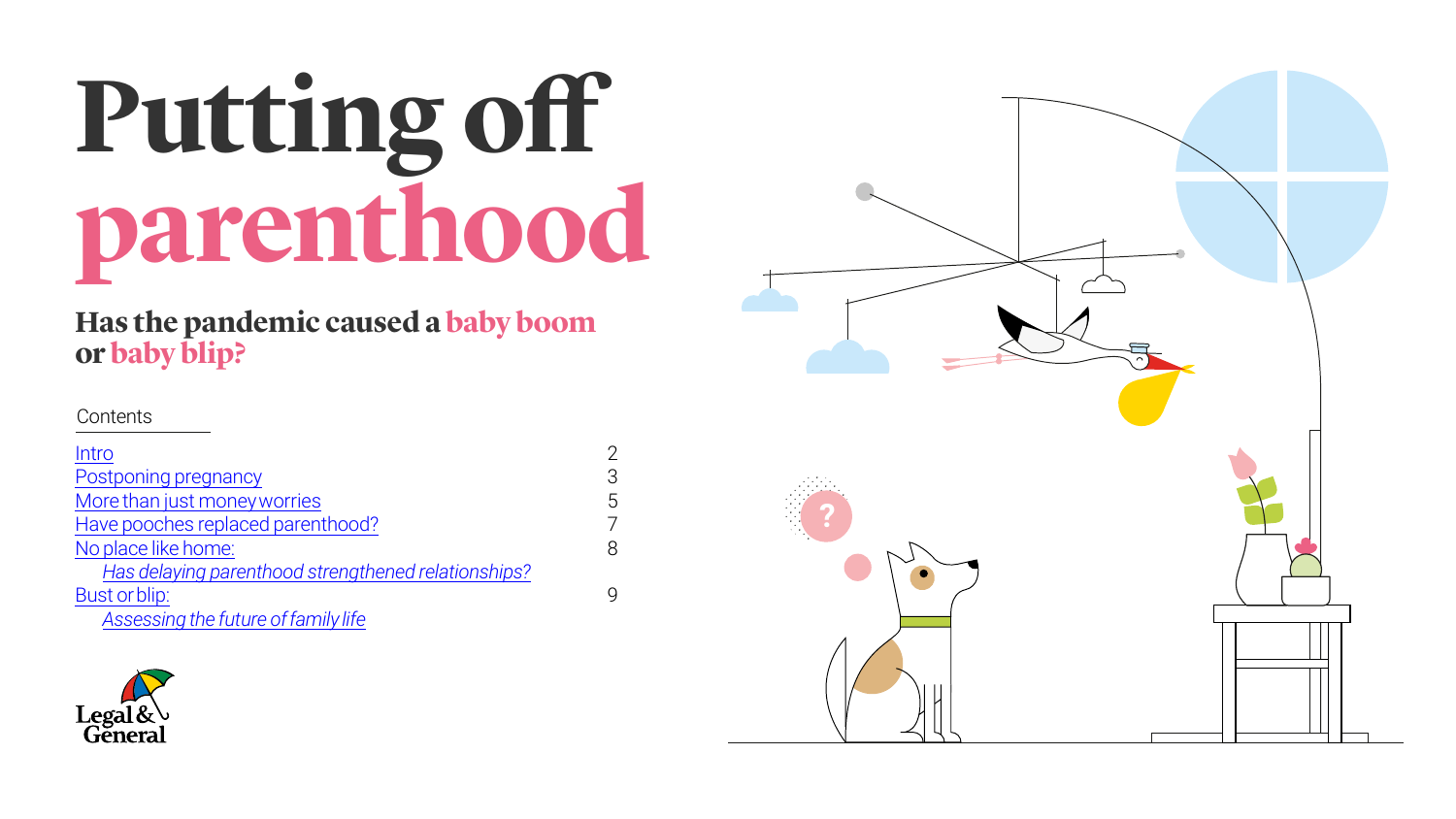# Putting off parenthood

## Has the pandemic caused a baby boom or baby blip?

Contents

| | |
|---|---|
| Intro | 2 |
| Postponing pregnancy | 3 |
| More than just money worries | 5 |
| Have pooches replaced parenthood? | 7 |
| No place like home: | 8 |
| *Has delaying parenthood strengthened relationships?* | |
| Bust or blip: | 9 |
| *Assessing the future of family life* | |

Legal & General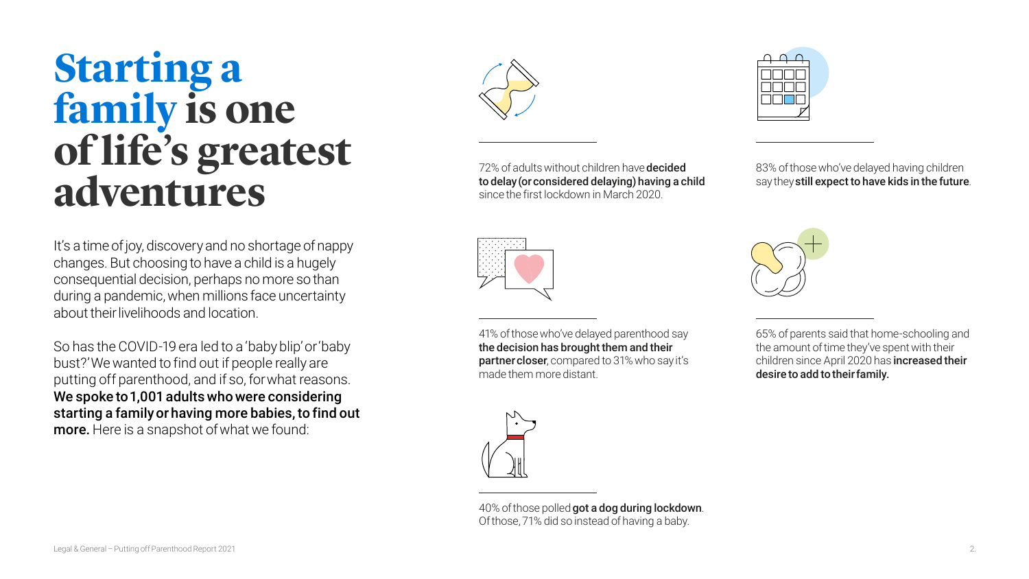# Starting a family is one of life's greatest adventures

It's a time of joy, discovery and no shortage of nappy changes. But choosing to have a child is a hugely consequential decision, perhaps no more so than during a pandemic, when millions face uncertainty about their livelihoods and location.

So has the COVID-19 era led to a 'baby blip' or 'baby bust?' We wanted to find out if people really are putting off parenthood, and if so, for what reasons. **We spoke to 1,001 adults who were considering starting a family or having more babies, to find out more.** Here is a snapshot of what we found:

72% of adults without children have **decided to delay (or considered delaying) having a child** since the first lockdown in March 2020.

83% of those who've delayed having children say they **still expect to have kids in the future**.

41% of those who've delayed parenthood say **the decision has brought them and their partner closer**, compared to 31% who say it's made them more distant.

65% of parents said that home-schooling and the amount of time they've spent with their children since April 2020 has **increased their desire to add to their family.**

40% of those polled **got a dog during lockdown**. Of those, 71% did so instead of having a baby.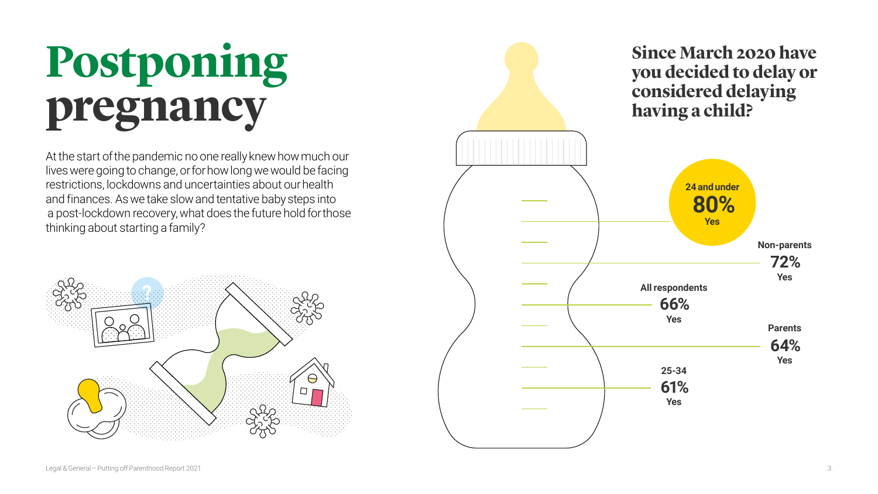# Postponing pregnancy

At the start of the pandemic no one really knew how much our lives were going to change, or for how long we would be facing restrictions, lockdowns and uncertainties about our health and finances. As we take slow and tentative baby steps into a post-lockdown recovery, what does the future hold for those thinking about starting a family?

## Since March 2020 have you decided to delay or considered delaying having a child?

| Group | Yes |
| --- | --- |
| 24 and under | 80% |
| Non-parents | 72% |
| All respondents | 66% |
| Parents | 64% |
| 25-34 | 61% |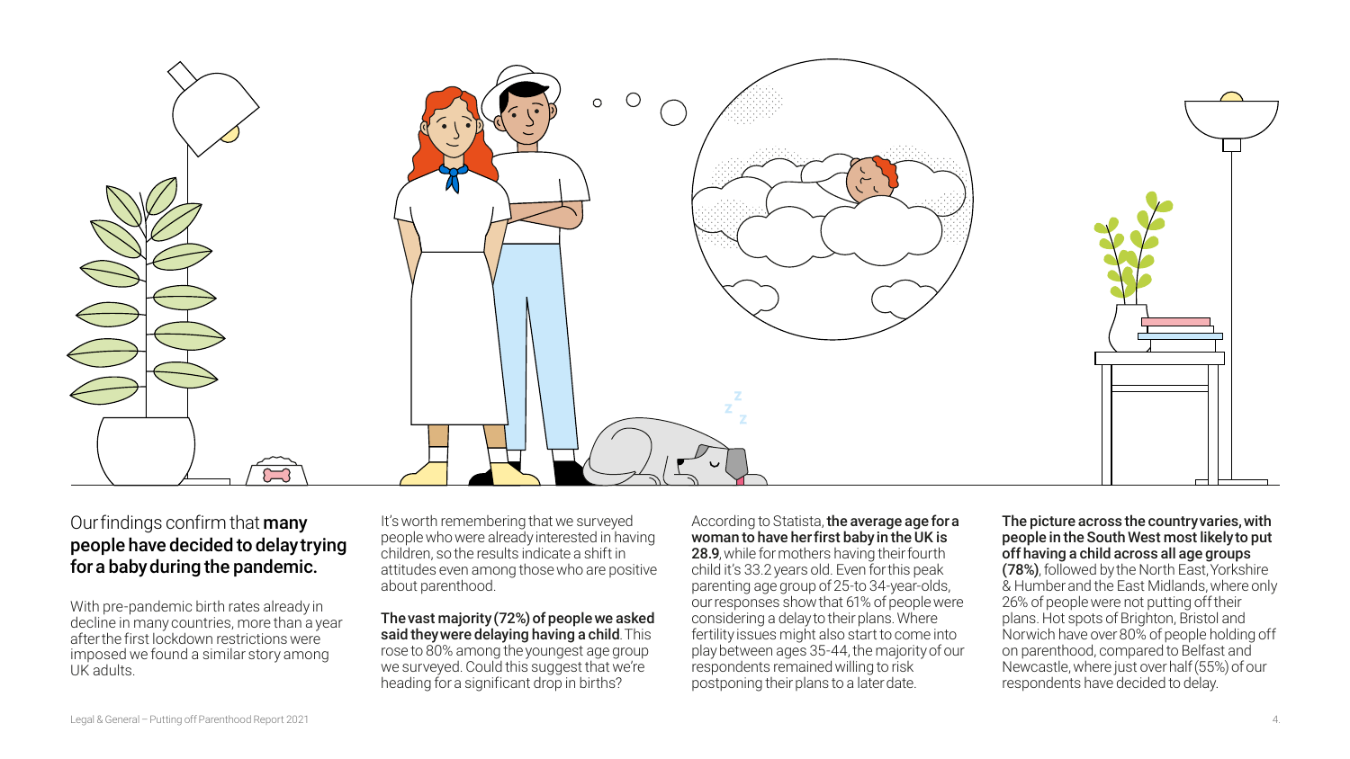Our findings confirm that **many people have decided to delay trying for a baby during the pandemic.**

With pre-pandemic birth rates already in decline in many countries, more than a year after the first lockdown restrictions were imposed we found a similar story among UK adults.

It's worth remembering that we surveyed people who were already interested in having children, so the results indicate a shift in attitudes even among those who are positive about parenthood.

**The vast majority (72%) of people we asked said they were delaying having a child**. This rose to 80% among the youngest age group we surveyed. Could this suggest that we're heading for a significant drop in births?

According to Statista, **the average age for a woman to have her first baby in the UK is 28.9**, while for mothers having their fourth child it's 33.2 years old. Even for this peak parenting age group of 25-to 34-year-olds, our responses show that 61% of people were considering a delay to their plans. Where fertility issues might also start to come into play between ages 35-44, the majority of our respondents remained willing to risk postponing their plans to a later date.

**The picture across the country varies, with people in the South West most likely to put off having a child across all age groups (78%)**, followed by the North East, Yorkshire & Humber and the East Midlands, where only 26% of people were not putting off their plans. Hot spots of Brighton, Bristol and Norwich have over 80% of people holding off on parenthood, compared to Belfast and Newcastle, where just over half (55%) of our respondents have decided to delay.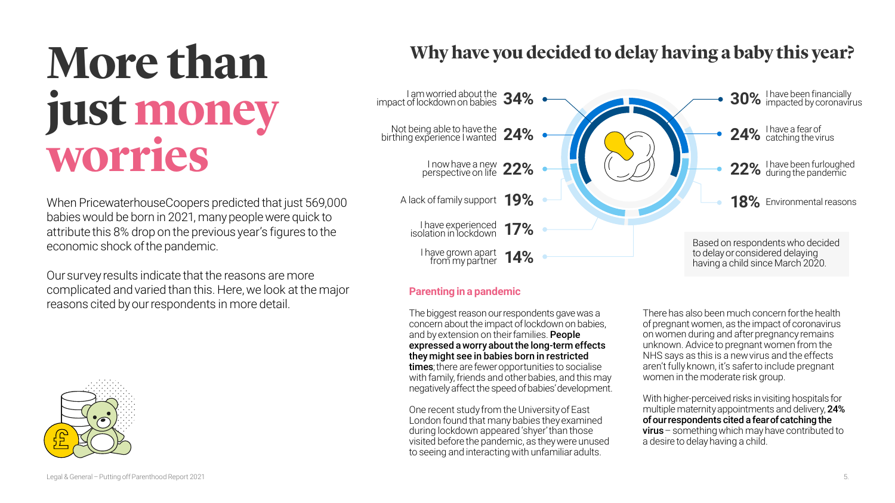# More than just money worries

When PricewaterhouseCoopers predicted that just 569,000 babies would be born in 2021, many people were quick to attribute this 8% drop on the previous year's figures to the economic shock of the pandemic.

Our survey results indicate that the reasons are more complicated and varied than this. Here, we look at the major reasons cited by our respondents in more detail.

## Why have you decided to delay having a baby this year?

| Reason | % |
| --- | --- |
| I am worried about the impact of lockdown on babies | 34% |
| I have been financially impacted by coronavirus | 30% |
| Not being able to have the birthing experience I wanted | 24% |
| I have a fear of catching the virus | 24% |
| I now have a new perspective on life | 22% |
| I have been furloughed during the pandemic | 22% |
| A lack of family support | 19% |
| Environmental reasons | 18% |
| I have experienced isolation in lockdown | 17% |
| I have grown apart from my partner | 14% |

Based on respondents who decided to delay or considered delaying having a child since March 2020.

### Parenting in a pandemic

The biggest reason our respondents gave was a concern about the impact of lockdown on babies, and by extension on their families. **People expressed a worry about the long-term effects they might see in babies born in restricted times**; there are fewer opportunities to socialise with family, friends and other babies, and this may negatively affect the speed of babies' development.

One recent study from the University of East London found that many babies they examined during lockdown appeared 'shyer' than those visited before the pandemic, as they were unused to seeing and interacting with unfamiliar adults.

There has also been much concern for the health of pregnant women, as the impact of coronavirus on women during and after pregnancy remains unknown. Advice to pregnant women from the NHS says as this is a new virus and the effects aren't fully known, it's safer to include pregnant women in the moderate risk group.

With higher-perceived risks in visiting hospitals for multiple maternity appointments and delivery, **24% of our respondents cited a fear of catching the virus** – something which may have contributed to a desire to delay having a child.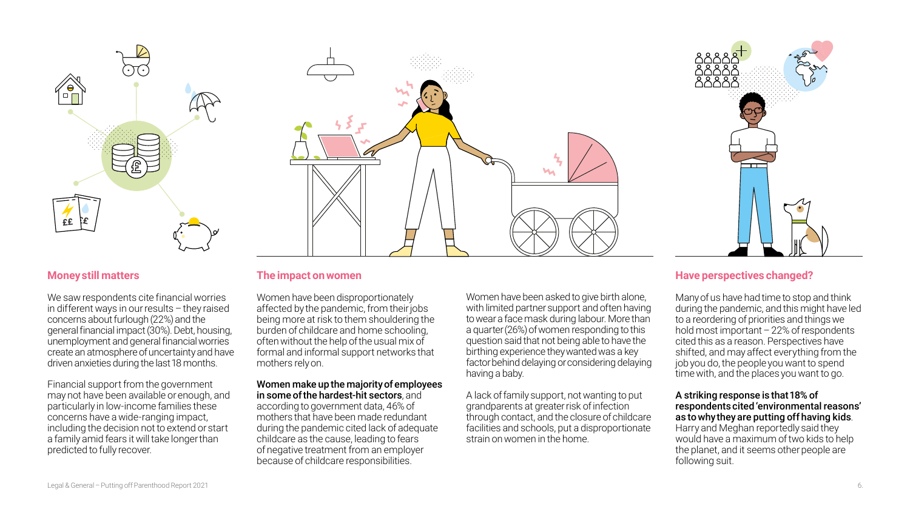## Money still matters

We saw respondents cite financial worries in different ways in our results – they raised concerns about furlough (22%) and the general financial impact (30%). Debt, housing, unemployment and general financial worries create an atmosphere of uncertainty and have driven anxieties during the last 18 months.

Financial support from the government may not have been available or enough, and particularly in low-income families these concerns have a wide-ranging impact, including the decision not to extend or start a family amid fears it will take longer than predicted to fully recover.

## The impact on women

Women have been disproportionately affected by the pandemic, from their jobs being more at risk to them shouldering the burden of childcare and home schooling, often without the help of the usual mix of formal and informal support networks that mothers rely on.

**Women make up the majority of employees in some of the hardest-hit sectors**, and according to government data, 46% of mothers that have been made redundant during the pandemic cited lack of adequate childcare as the cause, leading to fears of negative treatment from an employer because of childcare responsibilities.

Women have been asked to give birth alone, with limited partner support and often having to wear a face mask during labour. More than a quarter (26%) of women responding to this question said that not being able to have the birthing experience they wanted was a key factor behind delaying or considering delaying having a baby.

A lack of family support, not wanting to put grandparents at greater risk of infection through contact, and the closure of childcare facilities and schools, put a disproportionate strain on women in the home.

## Have perspectives changed?

Many of us have had time to stop and think during the pandemic, and this might have led to a reordering of priorities and things we hold most important – 22% of respondents cited this as a reason. Perspectives have shifted, and may affect everything from the job you do, the people you want to spend time with, and the places you want to go.

**A striking response is that 18% of respondents cited 'environmental reasons' as to why they are putting off having kids**. Harry and Meghan reportedly said they would have a maximum of two kids to help the planet, and it seems other people are following suit.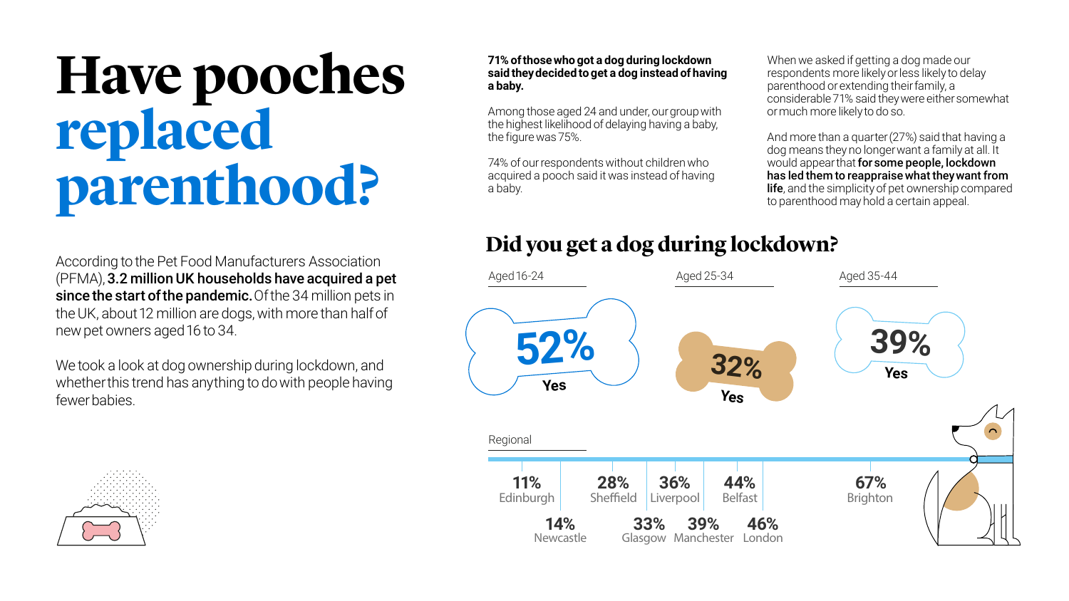# Have pooches replaced parenthood?

According to the Pet Food Manufacturers Association (PFMA), **3.2 million UK households have acquired a pet since the start of the pandemic.** Of the 34 million pets in the UK, about 12 million are dogs, with more than half of new pet owners aged 16 to 34.

We took a look at dog ownership during lockdown, and whether this trend has anything to do with people having fewer babies.

**71% of those who got a dog during lockdown said they decided to get a dog instead of having a baby.**

Among those aged 24 and under, our group with the highest likelihood of delaying having a baby, the figure was 75%.

74% of our respondents without children who acquired a pooch said it was instead of having a baby.

When we asked if getting a dog made our respondents more likely or less likely to delay parenthood or extending their family, a considerable 71% said they were either somewhat or much more likely to do so.

And more than a quarter (27%) said that having a dog means they no longer want a family at all. It would appear that **for some people, lockdown has led them to reappraise what they want from life**, and the simplicity of pet ownership compared to parenthood may hold a certain appeal.

## Did you get a dog during lockdown?

| Aged 16-24 | Aged 25-34 | Aged 35-44 |
|---|---|---|
| 52% Yes | 32% Yes | 39% Yes |

Regional

| Region | Yes |
|---|---|
| Edinburgh | 11% |
| Newcastle | 14% |
| Sheffield | 28% |
| Glasgow | 33% |
| Liverpool | 36% |
| Manchester | 39% |
| Belfast | 44% |
| London | 46% |
| Brighton | 67% |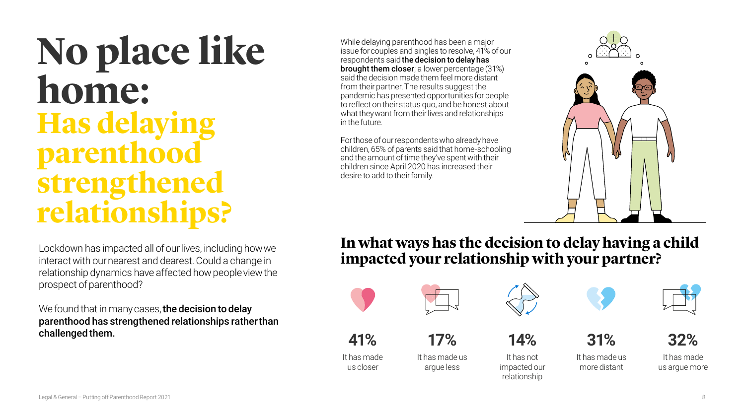# No place like home: Has delaying parenthood strengthened relationships?

Lockdown has impacted all of our lives, including how we interact with our nearest and dearest. Could a change in relationship dynamics have affected how people view the prospect of parenthood?

We found that in many cases, **the decision to delay parenthood has strengthened relationships rather than challenged them.**

While delaying parenthood has been a major issue for couples and singles to resolve, 41% of our respondents said **the decision to delay has brought them closer**; a lower percentage (31%) said the decision made them feel more distant from their partner. The results suggest the pandemic has presented opportunities for people to reflect on their status quo, and be honest about what they want from their lives and relationships in the future.

For those of our respondents who already have children, 65% of parents said that home-schooling and the amount of time they've spent with their children since April 2020 has increased their desire to add to their family.

## In what ways has the decision to delay having a child impacted your relationship with your partner?

| 41% | 17% | 14% | 31% | 32% |
|---|---|---|---|---|
| It has made us closer | It has made us argue less | It has not impacted our relationship | It has made us more distant | It has made us argue more |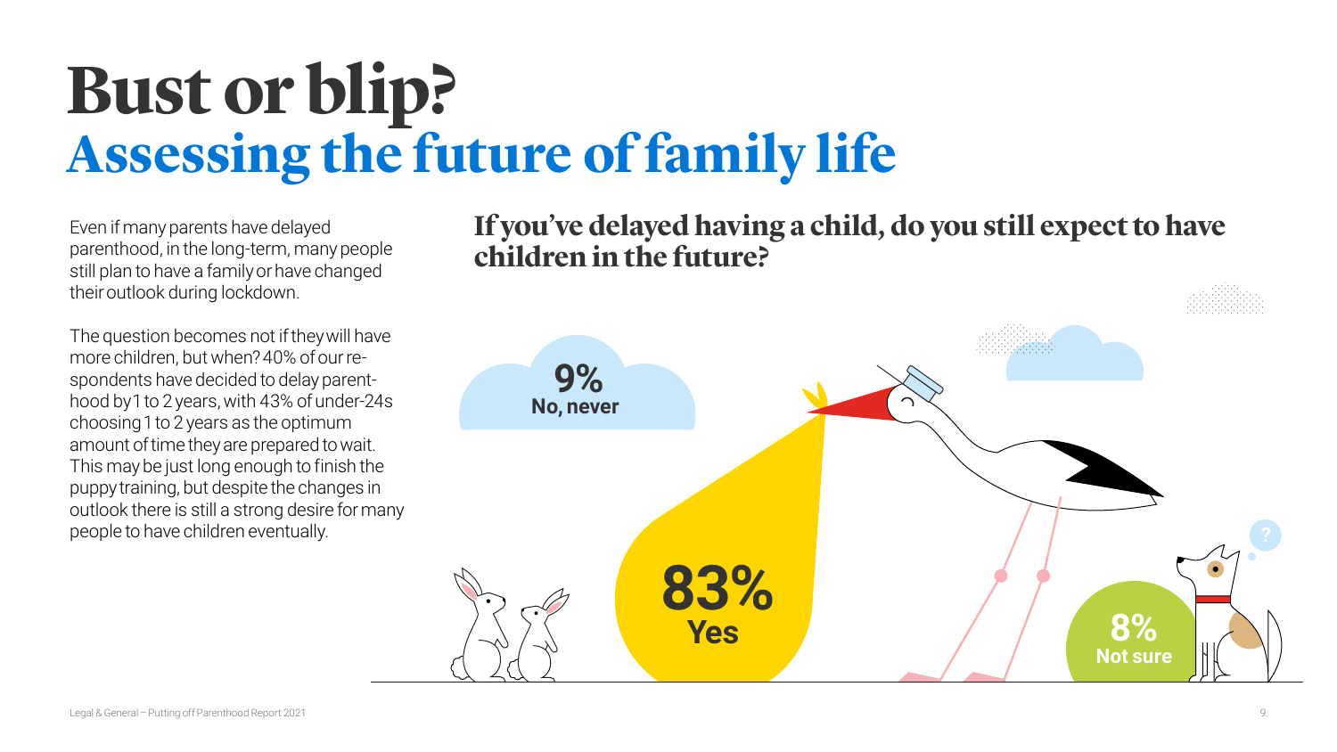# Bust or blip?

## Assessing the future of family life

Even if many parents have delayed parenthood, in the long-term, many people still plan to have a family or have changed their outlook during lockdown.

The question becomes not if they will have more children, but when? 40% of our respondents have decided to delay parenthood by 1 to 2 years, with 43% of under-24s choosing 1 to 2 years as the optimum amount of time they are prepared to wait. This may be just long enough to finish the puppy training, but despite the changes in outlook there is still a strong desire for many people to have children eventually.

### If you've delayed having a child, do you still expect to have children in the future?

**9%** No, never

**83%** Yes

**8%** Not sure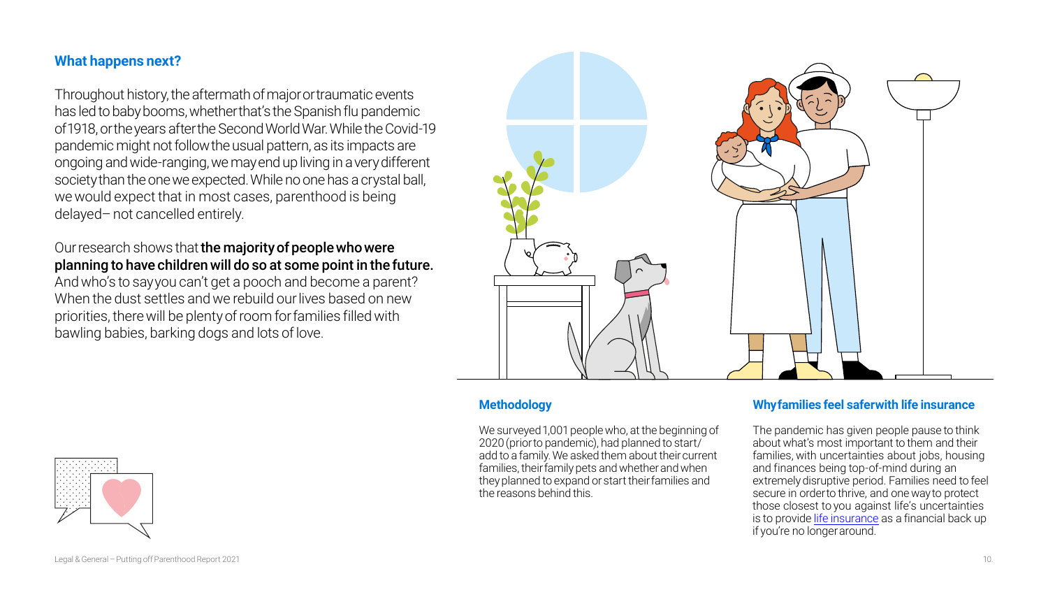## What happens next?

Throughout history, the aftermath of major or traumatic events has led to baby booms, whether that's the Spanish flu pandemic of 1918, or the years after the Second World War. While the Covid-19 pandemic might not follow the usual pattern, as its impacts are ongoing and wide-ranging, we may end up living in a very different society than the one we expected. While no one has a crystal ball, we would expect that in most cases, parenthood is being delayed– not cancelled entirely.

Our research shows that **the majority of people who were planning to have children will do so at some point in the future.** And who's to say you can't get a pooch and become a parent? When the dust settles and we rebuild our lives based on new priorities, there will be plenty of room for families filled with bawling babies, barking dogs and lots of love.

### Methodology

We surveyed 1,001 people who, at the beginning of 2020 (prior to pandemic), had planned to start/add to a family. We asked them about their current families, their family pets and whether and when they planned to expand or start their families and the reasons behind this.

### Why families feel safer with life insurance

The pandemic has given people pause to think about what's most important to them and their families, with uncertainties about jobs, housing and finances being top-of-mind during an extremely disruptive period. Families need to feel secure in order to thrive, and one way to protect those closest to you against life's uncertainties is to provide life insurance as a financial back up if you're no longer around.